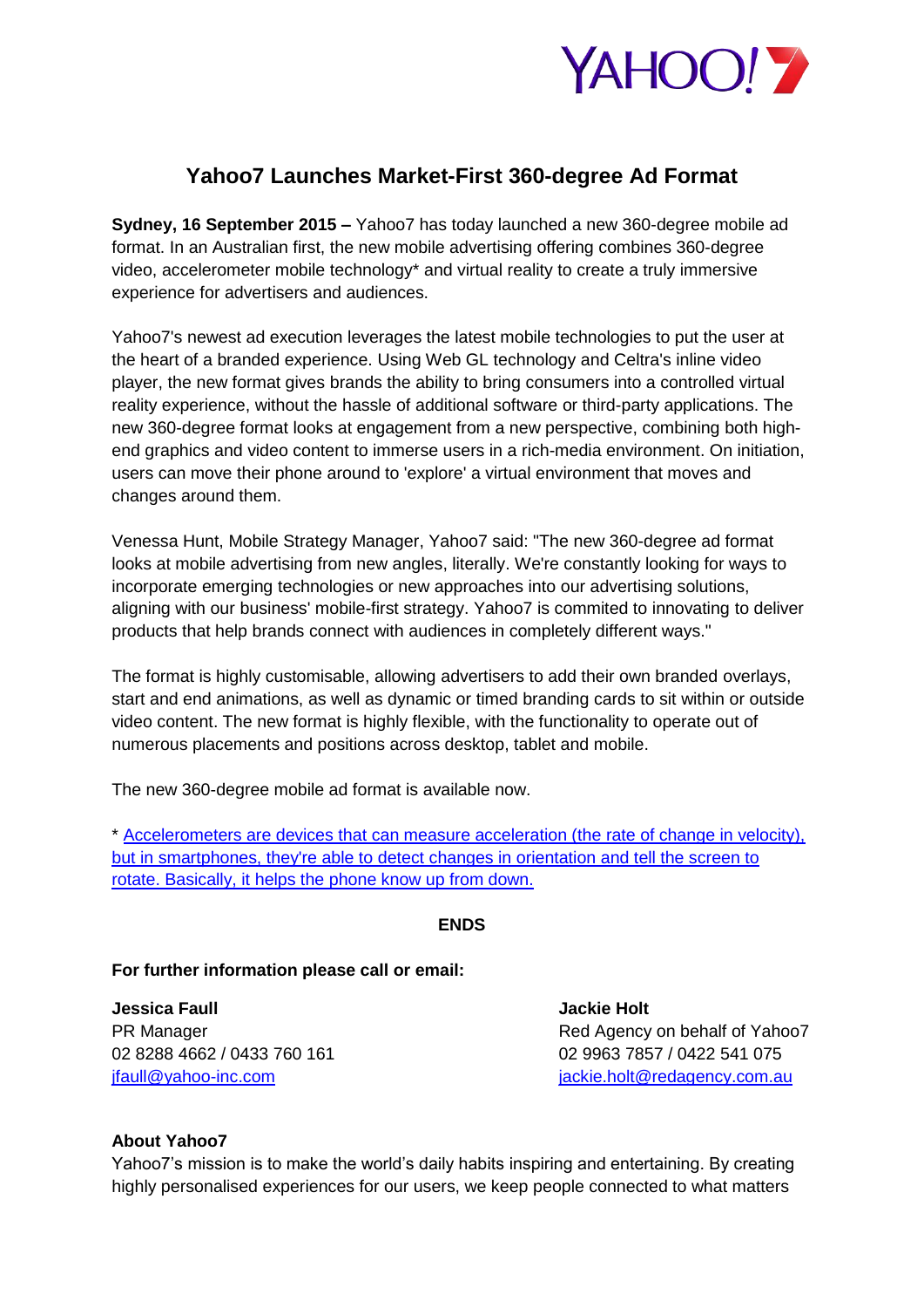# Yahoo7 Launches Market-First 360-degree Ad Format

**Sydney, 16 September 2015 –** Yahoo7 has today launched a new 360-degree mobile ad format. In an Australian first, the new mobile advertising offering combines 360-degree video, accelerometer mobile technology* and virtual reality to create a truly immersive experience for advertisers and audiences.

Yahoo7's newest ad execution leverages the latest mobile technologies to put the user at the heart of a branded experience. Using Web GL technology and Celtra's inline video player, the new format gives brands the ability to bring consumers into a controlled virtual reality experience, without the hassle of additional software or third-party applications. The new 360-degree format looks at engagement from a new perspective, combining both high-end graphics and video content to immerse users in a rich-media environment. On initiation, users can move their phone around to 'explore' a virtual environment that moves and changes around them.

Venessa Hunt, Mobile Strategy Manager, Yahoo7 said: "The new 360-degree ad format looks at mobile advertising from new angles, literally. We're constantly looking for ways to incorporate emerging technologies or new approaches into our advertising solutions, aligning with our business' mobile-first strategy. Yahoo7 is commited to innovating to deliver products that help brands connect with audiences in completely different ways."

The format is highly customisable, allowing advertisers to add their own branded overlays, start and end animations, as well as dynamic or timed branding cards to sit within or outside video content. The new format is highly flexible, with the functionality to operate out of numerous placements and positions across desktop, tablet and mobile.

The new 360-degree mobile ad format is available now.

* Accelerometers are devices that can measure acceleration (the rate of change in velocity), but in smartphones, they're able to detect changes in orientation and tell the screen to rotate. Basically, it helps the phone know up from down.

**ENDS**

**For further information please call or email:**

**Jessica Faull**
PR Manager
02 8288 4662 / 0433 760 161
jfaull@yahoo-inc.com

**Jackie Holt**
Red Agency on behalf of Yahoo7
02 9963 7857 / 0422 541 075
jackie.holt@redagency.com.au

**About Yahoo7**

Yahoo7's mission is to make the world's daily habits inspiring and entertaining. By creating highly personalised experiences for our users, we keep people connected to what matters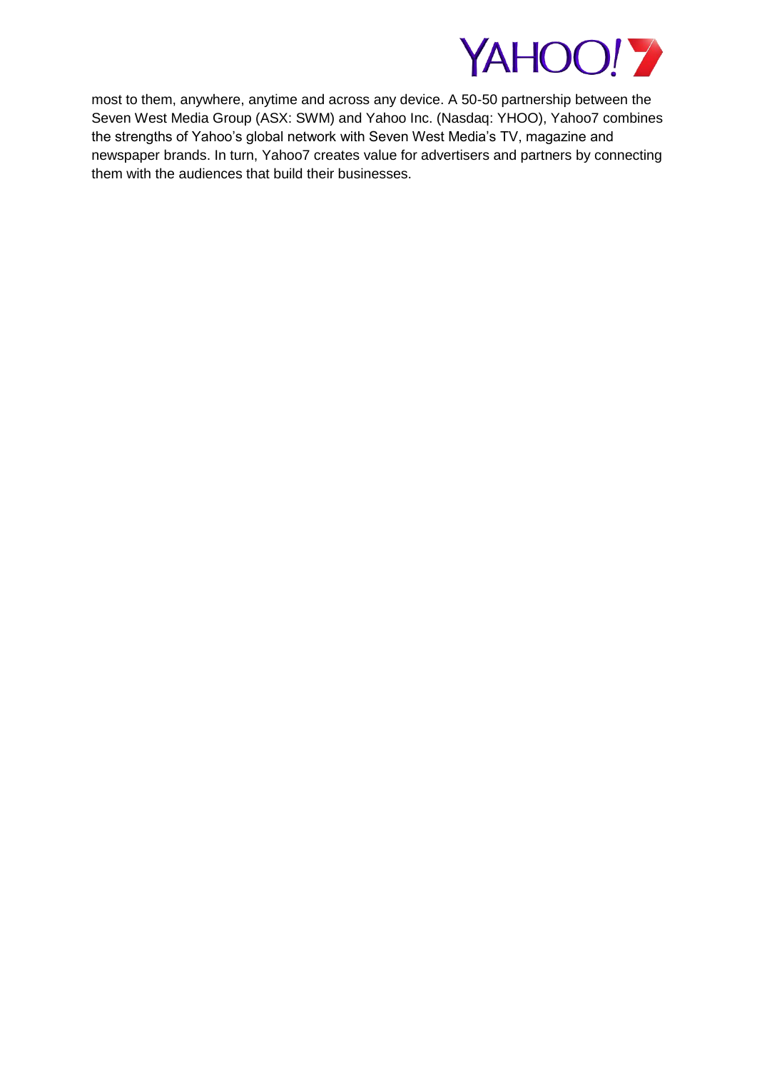most to them, anywhere, anytime and across any device. A 50-50 partnership between the Seven West Media Group (ASX: SWM) and Yahoo Inc. (Nasdaq: YHOO), Yahoo7 combines the strengths of Yahoo's global network with Seven West Media's TV, magazine and newspaper brands. In turn, Yahoo7 creates value for advertisers and partners by connecting them with the audiences that build their businesses.